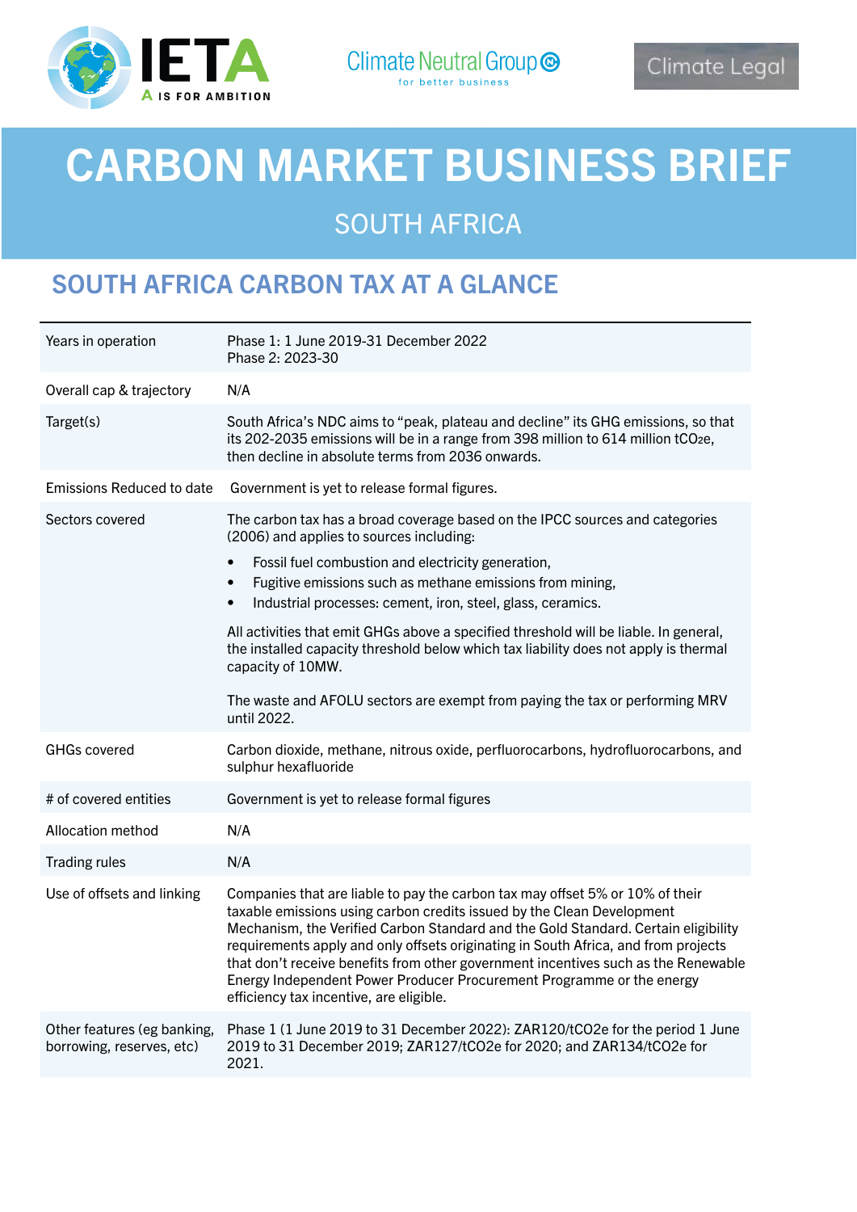# CARBON MARKET BUSINESS BRIEF

## SOUTH AFRICA

## SOUTH AFRICA CARBON TAX AT A GLANCE

| | |
|---|---|
| Years in operation | Phase 1: 1 June 2019-31 December 2022<br>Phase 2: 2023-30 |
| Overall cap & trajectory | N/A |
| Target(s) | South Africa's NDC aims to "peak, plateau and decline" its GHG emissions, so that its 202-2035 emissions will be in a range from 398 million to 614 million $tCO_2e$, then decline in absolute terms from 2036 onwards. |
| Emissions Reduced to date | Government is yet to release formal figures. |
| Sectors covered | The carbon tax has a broad coverage based on the IPCC sources and categories (2006) and applies to sources including:<br>• Fossil fuel combustion and electricity generation,<br>• Fugitive emissions such as methane emissions from mining,<br>• Industrial processes: cement, iron, steel, glass, ceramics.<br><br>All activities that emit GHGs above a specified threshold will be liable. In general, the installed capacity threshold below which tax liability does not apply is thermal capacity of 10MW.<br><br>The waste and AFOLU sectors are exempt from paying the tax or performing MRV until 2022. |
| GHGs covered | Carbon dioxide, methane, nitrous oxide, perfluorocarbons, hydrofluorocarbons, and sulphur hexafluoride |
| # of covered entities | Government is yet to release formal figures |
| Allocation method | N/A |
| Trading rules | N/A |
| Use of offsets and linking | Companies that are liable to pay the carbon tax may offset 5% or 10% of their taxable emissions using carbon credits issued by the Clean Development Mechanism, the Verified Carbon Standard and the Gold Standard. Certain eligibility requirements apply and only offsets originating in South Africa, and from projects that don't receive benefits from other government incentives such as the Renewable Energy Independent Power Producer Procurement Programme or the energy efficiency tax incentive, are eligible. |
| Other features (eg banking, borrowing, reserves, etc) | Phase 1 (1 June 2019 to 31 December 2022): ZAR120/$tCO_2e$ for the period 1 June 2019 to 31 December 2019; ZAR127/$tCO_2e$ for 2020; and ZAR134/$tCO_2e$ for 2021. |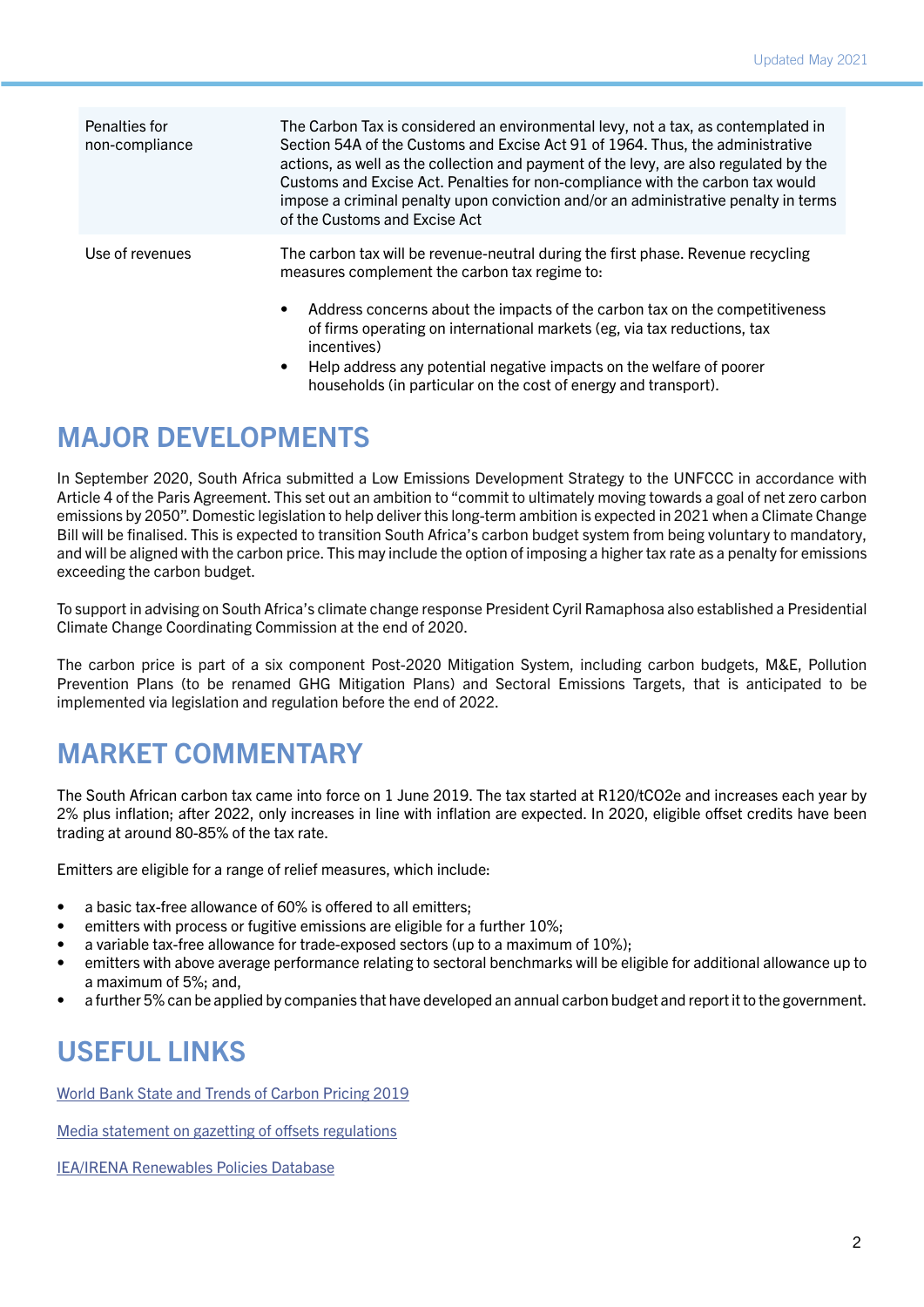| | |
|---|---|
| Penalties for non-compliance | The Carbon Tax is considered an environmental levy, not a tax, as contemplated in Section 54A of the Customs and Excise Act 91 of 1964. Thus, the administrative actions, as well as the collection and payment of the levy, are also regulated by the Customs and Excise Act. Penalties for non-compliance with the carbon tax would impose a criminal penalty upon conviction and/or an administrative penalty in terms of the Customs and Excise Act |
| Use of revenues | The carbon tax will be revenue-neutral during the first phase. Revenue recycling measures complement the carbon tax regime to:<br>• Address concerns about the impacts of the carbon tax on the competitiveness of firms operating on international markets (eg, via tax reductions, tax incentives)<br>• Help address any potential negative impacts on the welfare of poorer households (in particular on the cost of energy and transport). |

## MAJOR DEVELOPMENTS

In September 2020, South Africa submitted a Low Emissions Development Strategy to the UNFCCC in accordance with Article 4 of the Paris Agreement. This set out an ambition to "commit to ultimately moving towards a goal of net zero carbon emissions by 2050". Domestic legislation to help deliver this long-term ambition is expected in 2021 when a Climate Change Bill will be finalised. This is expected to transition South Africa's carbon budget system from being voluntary to mandatory, and will be aligned with the carbon price. This may include the option of imposing a higher tax rate as a penalty for emissions exceeding the carbon budget.

To support in advising on South Africa's climate change response President Cyril Ramaphosa also established a Presidential Climate Change Coordinating Commission at the end of 2020.

The carbon price is part of a six component Post-2020 Mitigation System, including carbon budgets, M&E, Pollution Prevention Plans (to be renamed GHG Mitigation Plans) and Sectoral Emissions Targets, that is anticipated to be implemented via legislation and regulation before the end of 2022.

## MARKET COMMENTARY

The South African carbon tax came into force on 1 June 2019. The tax started at R120/tCO2e and increases each year by 2% plus inflation; after 2022, only increases in line with inflation are expected. In 2020, eligible offset credits have been trading at around 80-85% of the tax rate.

Emitters are eligible for a range of relief measures, which include:

- a basic tax-free allowance of 60% is offered to all emitters;
- emitters with process or fugitive emissions are eligible for a further 10%;
- a variable tax-free allowance for trade-exposed sectors (up to a maximum of 10%);
- emitters with above average performance relating to sectoral benchmarks will be eligible for additional allowance up to a maximum of 5%; and,
- a further 5% can be applied by companies that have developed an annual carbon budget and report it to the government.

## USEFUL LINKS

World Bank State and Trends of Carbon Pricing 2019

Media statement on gazetting of offsets regulations

IEA/IRENA Renewables Policies Database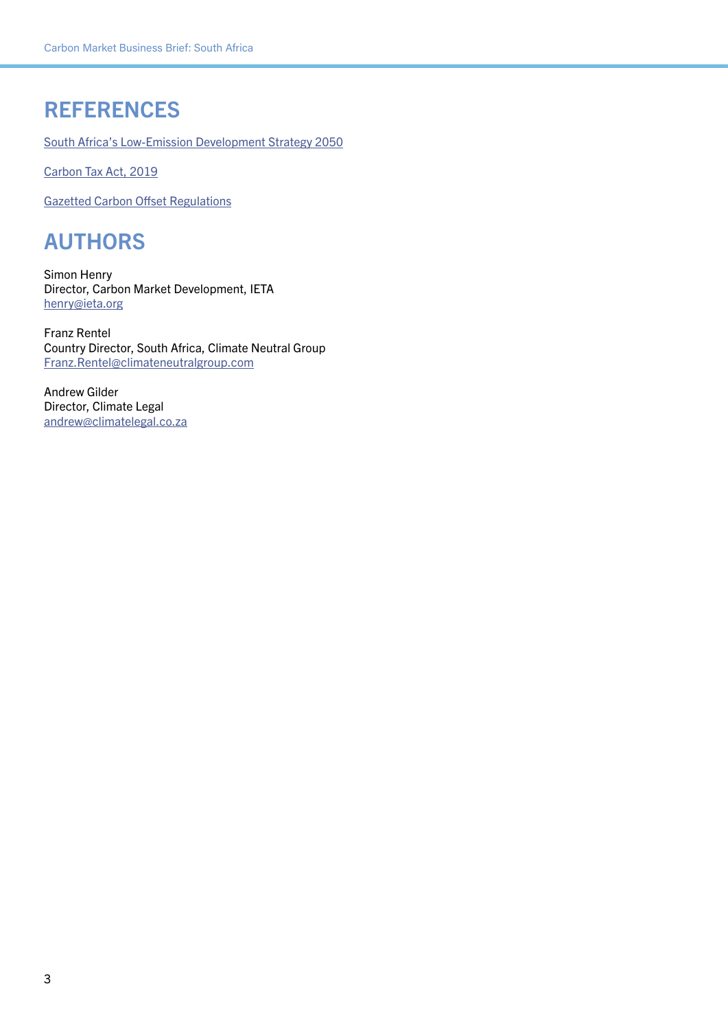## REFERENCES

South Africa's Low-Emission Development Strategy 2050

Carbon Tax Act, 2019

Gazetted Carbon Offset Regulations

## AUTHORS

Simon Henry
Director, Carbon Market Development, IETA
henry@ieta.org

Franz Rentel
Country Director, South Africa, Climate Neutral Group
Franz.Rentel@climateneutralgroup.com

Andrew Gilder
Director, Climate Legal
andrew@climatelegal.co.za